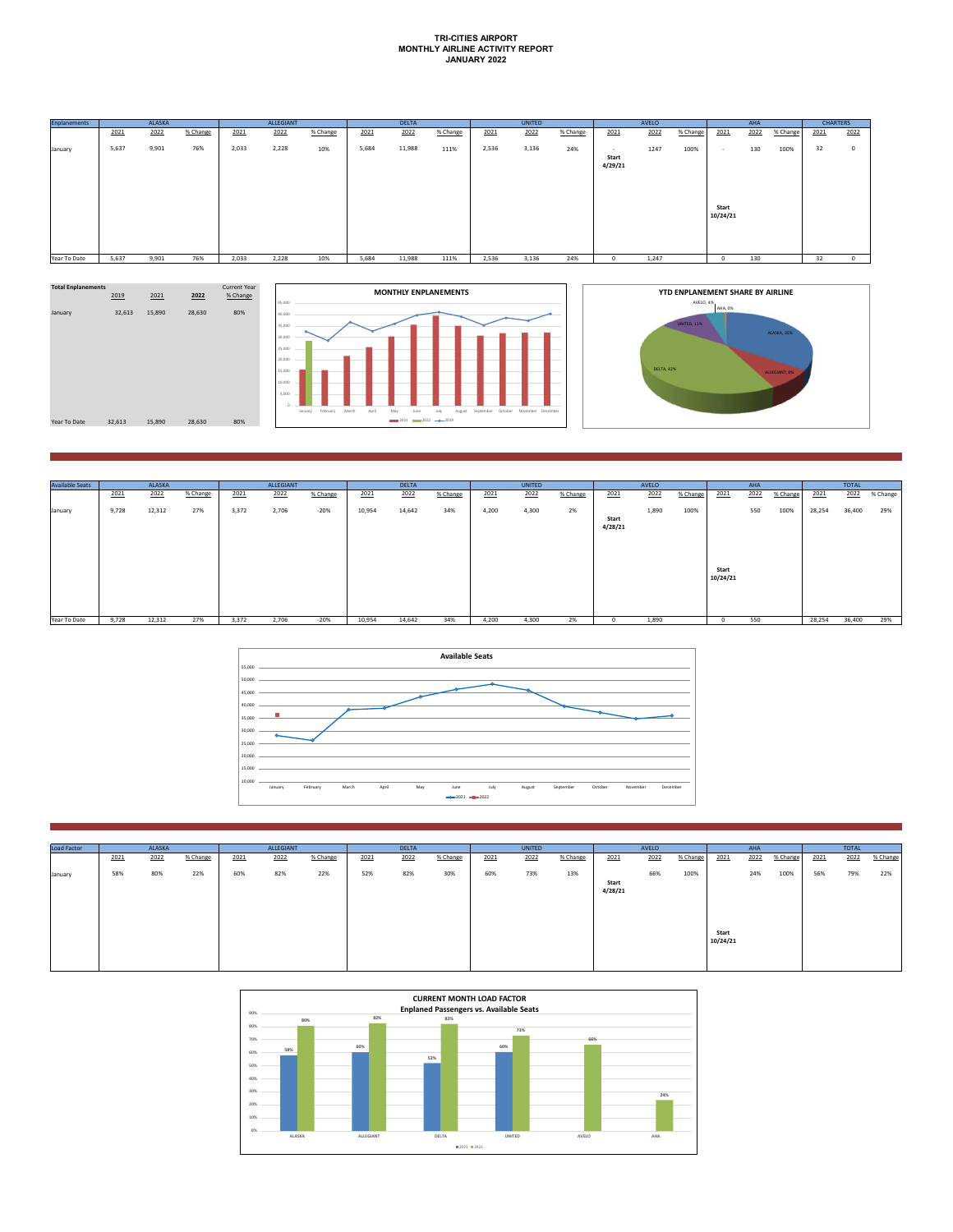# TRI-CITIES AIRPORT
## MONTHLY AIRLINE ACTIVITY REPORT
## JANUARY 2022

| Enplanements | ALASKA | | | ALLEGIANT | | | DELTA | | | UNITED | | | AVELO | | | AHA | | | CHARTERS | |
|---|---|---|---|---|---|---|---|---|---|---|---|---|---|---|---|---|---|---|---|---|
| | 2021 | 2022 | % Change | 2021 | 2022 | % Change | 2021 | 2022 | % Change | 2021 | 2022 | % Change | 2021 | 2022 | % Change | 2021 | 2022 | % Change | 2021 | 2022 |
| January | 5,637 | 9,901 | 76% | 2,033 | 2,228 | 10% | 5,684 | 11,988 | 111% | 2,536 | 3,136 | 24% | - Start 4/29/21 | 1247 | 100% | - Start 10/24/21 | 130 | 100% | 32 | 0 |
| Year To Date | 5,637 | 9,901 | 76% | 2,033 | 2,228 | 10% | 5,684 | 11,988 | 111% | 2,536 | 3,136 | 24% | 0 | 1,247 | | 0 | 130 | | 32 | 0 |

| Total Enplanements | 2019 | 2021 | 2022 | Current Year % Change |
|---|---|---|---|---|
| January | 32,613 | 15,890 | 28,630 | 80% |
| Year To Date | 32,613 | 15,890 | 28,630 | 80% |

**MONTHLY ENPLANEMENTS**

**YTD ENPLANEMENT SHARE BY AIRLINE**

AVELO, 4%; AHA, 0%; UNITED, 11%; ALASKA, 35%; ALLEGIANT, 8%; DELTA, 42%

| Available Seats | ALASKA | | | ALLEGIANT | | | DELTA | | | UNITED | | | AVELO | | | AHA | | | TOTAL | | |
|---|---|---|---|---|---|---|---|---|---|---|---|---|---|---|---|---|---|---|---|---|---|
| | 2021 | 2022 | % Change | 2021 | 2022 | % Change | 2021 | 2022 | % Change | 2021 | 2022 | % Change | 2021 | 2022 | % Change | 2021 | 2022 | % Change | 2021 | 2022 | % Change |
| January | 9,728 | 12,312 | 27% | 3,372 | 2,706 | -20% | 10,954 | 14,642 | 34% | 4,200 | 4,300 | 2% | Start 4/28/21 | 1,890 | 100% | Start 10/24/21 | 550 | 100% | 28,254 | 36,400 | 29% |
| Year To Date | 9,728 | 12,312 | 27% | 3,372 | 2,706 | -20% | 10,954 | 14,642 | 34% | 4,200 | 4,300 | 2% | 0 | 1,890 | | 0 | 550 | | 28,254 | 36,400 | 29% |

**Available Seats**

| Load Factor | ALASKA | | | ALLEGIANT | | | DELTA | | | UNITED | | | AVELO | | | AHA | | | TOTAL | | |
|---|---|---|---|---|---|---|---|---|---|---|---|---|---|---|---|---|---|---|---|---|---|
| | 2021 | 2022 | % Change | 2021 | 2022 | % Change | 2021 | 2022 | % Change | 2021 | 2022 | % Change | 2021 | 2022 | % Change | 2021 | 2022 | % Change | 2021 | 2022 | % Change |
| January | 58% | 80% | 22% | 60% | 82% | 22% | 52% | 82% | 30% | 60% | 73% | 13% | Start 4/28/21 | 66% | 100% | Start 10/24/21 | 24% | 100% | 56% | 79% | 22% |

**CURRENT MONTH LOAD FACTOR**
**Enplaned Passengers vs. Available Seats**

| | 2021 | 2022 |
|---|---|---|
| ALASKA | 58% | 80% |
| ALLEGIANT | 60% | 82% |
| DELTA | 52% | 82% |
| UNITED | 60% | 73% |
| AVELO | | 66% |
| AHA | | 24% |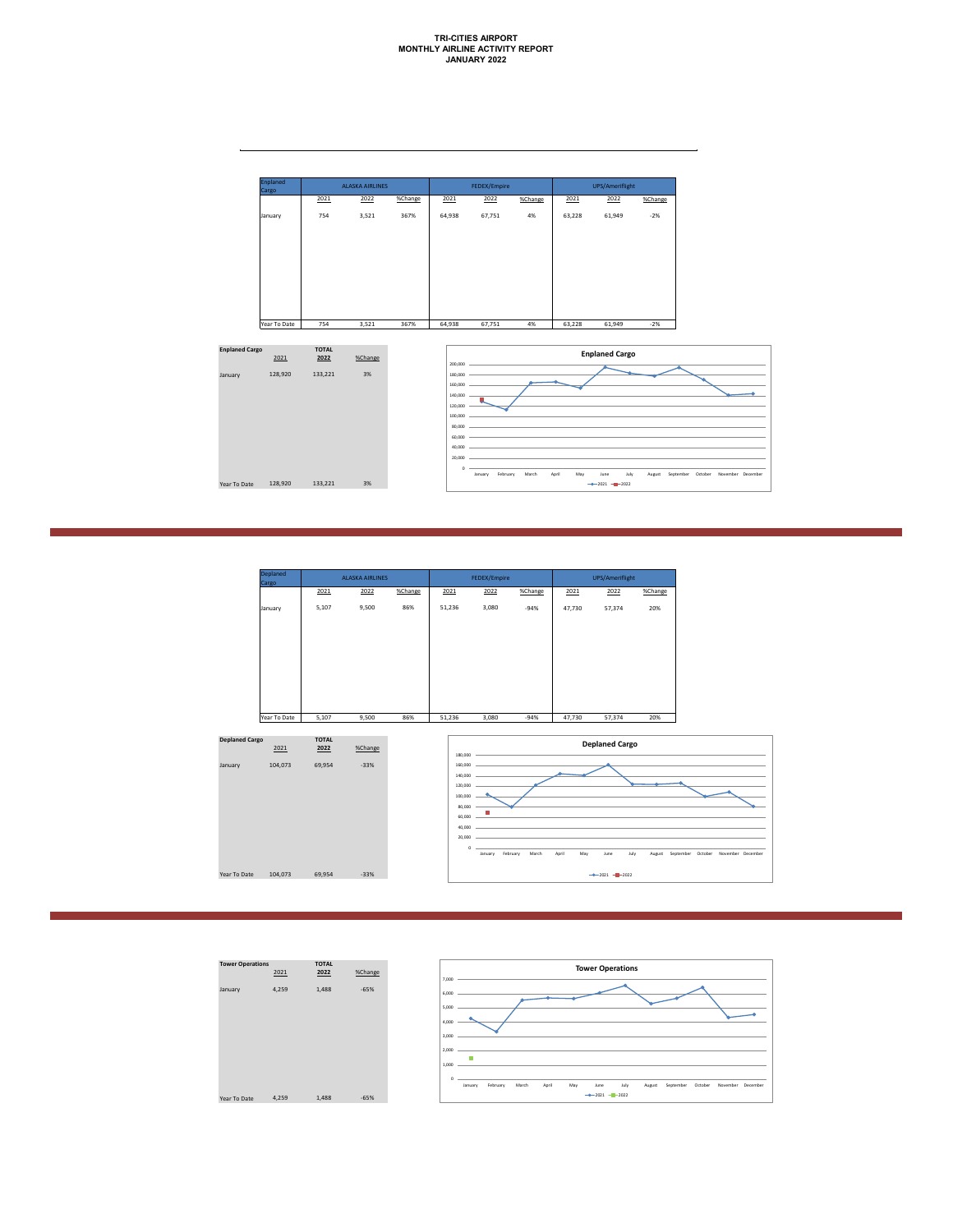**TRI-CITIES AIRPORT**
**MONTHLY AIRLINE ACTIVITY REPORT**
**JANUARY 2022**

| Enplaned Cargo | ALASKA AIRLINES | | | FEDEX/Empire | | | UPS/Ameriflight | | |
|---|---|---|---|---|---|---|---|---|---|
| | 2021 | 2022 | %Change | 2021 | 2022 | %Change | 2021 | 2022 | %Change |
| January | 754 | 3,521 | 367% | 64,938 | 67,751 | 4% | 63,228 | 61,949 | -2% |
| Year To Date | 754 | 3,521 | 367% | 64,938 | 67,751 | 4% | 63,228 | 61,949 | -2% |

| Enplaned Cargo | 2021 | TOTAL 2022 | %Change |
|---|---|---|---|
| January | 128,920 | 133,221 | 3% |
| Year To Date | 128,920 | 133,221 | 3% |

Enplaned Cargo

200,000
180,000
160,000
140,000
120,000
100,000
80,000
60,000
40,000
20,000
0

January February March April May June July August September October November December

2021 2022

| Deplaned Cargo | ALASKA AIRLINES | | | FEDEX/Empire | | | UPS/Ameriflight | | |
|---|---|---|---|---|---|---|---|---|---|
| | 2021 | 2022 | %Change | 2021 | 2022 | %Change | 2021 | 2022 | %Change |
| January | 5,107 | 9,500 | 86% | 51,236 | 3,080 | -94% | 47,730 | 57,374 | 20% |
| Year To Date | 5,107 | 9,500 | 86% | 51,236 | 3,080 | -94% | 47,730 | 57,374 | 20% |

| Deplaned Cargo | 2021 | TOTAL 2022 | %Change |
|---|---|---|---|
| January | 104,073 | 69,954 | -33% |
| Year To Date | 104,073 | 69,954 | -33% |

Deplaned Cargo

180,000
160,000
140,000
120,000
100,000
80,000
60,000
40,000
20,000
0

January February March April May June July August September October November December

2021 2022

| Tower Operations | 2021 | TOTAL 2022 | %Change |
|---|---|---|---|
| January | 4,259 | 1,488 | -65% |
| Year To Date | 4,259 | 1,488 | -65% |

Tower Operations

7,000
6,000
5,000
4,000
3,000
2,000
1,000
0

January February March April May June July August September October November December

2021 2022